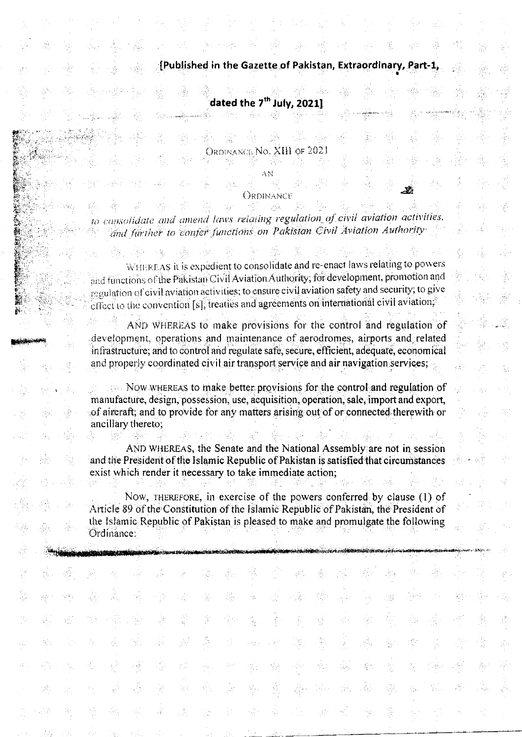[Published in the Gazette of Pakistan, Extraordinary, Part-1,

dated the 7th July, 2021]

# ORDINANCE NO. XIII OF 2021

## AN

## ORDINANCE

*to consolidate and amend laws relating regulation of civil aviation activities, and further to confer functions on Pakistan Civil Aviation Authority*

WHEREAS it is expedient to consolidate and re-enact laws relating to powers and functions of the Pakistan Civil Aviation Authority; for development, promotion and regulation of civil aviation activities; to ensure civil aviation safety and security; to give effect to the convention [s], treaties and agreements on international civil aviation;

AND WHEREAS to make provisions for the control and regulation of development, operations and maintenance of aerodromes, airports and related infrastructure; and to control and regulate safe, secure, efficient, adequate, economical and properly coordinated civil air transport service and air navigation services;

NOW WHEREAS to make better provisions for the control and regulation of manufacture, design, possession, use, acquisition, operation, sale, import and export, of aircraft; and to provide for any matters arising out of or connected therewith or ancillary thereto;

AND WHEREAS, the Senate and the National Assembly are not in session and the President of the Islamic Republic of Pakistan is satisfied that circumstances exist which render it necessary to take immediate action;

NOW, THEREFORE, in exercise of the powers conferred by clause (1) of Article 89 of the Constitution of the Islamic Republic of Pakistan, the President of the Islamic Republic of Pakistan is pleased to make and promulgate the following Ordinance: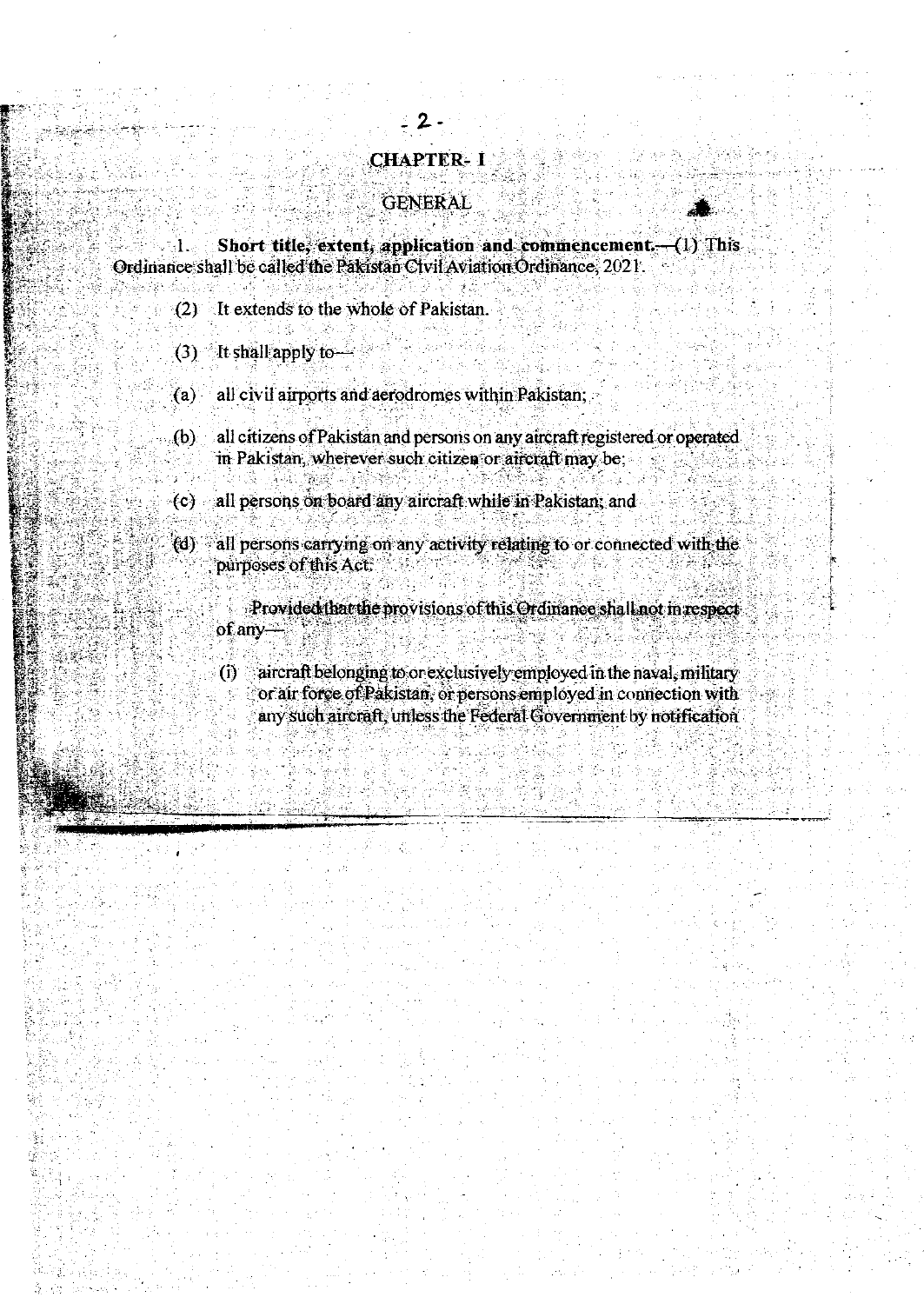## CHAPTER- I

### GENERAL

1. **Short title, extent, application and commencement.**—(1) This Ordinance shall be called the Pakistan Civil Aviation Ordinance, 2021.

(2) It extends to the whole of Pakistan.

(3) It shall apply to—

(a) all civil airports and aerodromes within Pakistan;

(b) all citizens of Pakistan and persons on any aircraft registered or operated in Pakistan, wherever such citizen or aircraft may be;

(c) all persons on board any aircraft while in Pakistan; and

(d) all persons carrying on any activity relating to or connected with the purposes of this Act:

Provided that the provisions of this Ordinance shall not in respect of any—

(i) aircraft belonging to or exclusively employed in the naval, military or air force of Pakistan, or persons employed in connection with any such aircraft, unless the Federal Government by notification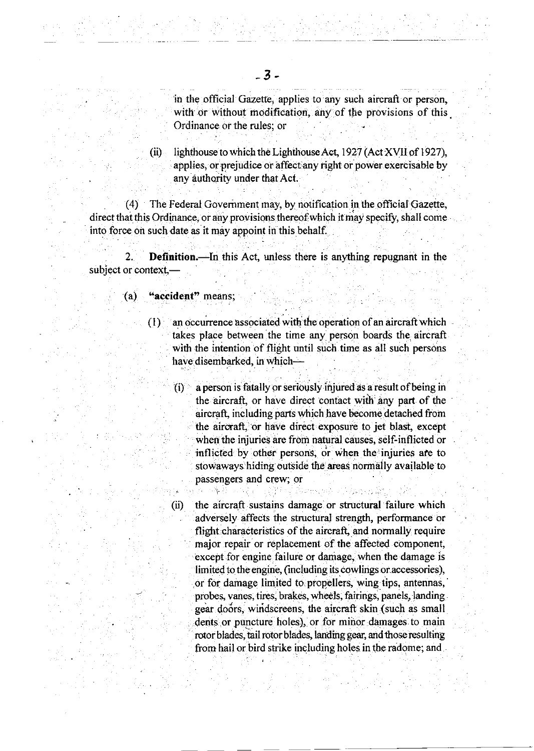in the official Gazette, applies to any such aircraft or person, with or without modification, any of the provisions of this Ordinance or the rules; or

(ii) lighthouse to which the Lighthouse Act, 1927 (Act XVII of 1927), applies, or prejudice or affect any right or power exercisable by any authority under that Act.

(4) The Federal Government may, by notification in the official Gazette, direct that this Ordinance, or any provisions thereof which it may specify, shall come into force on such date as it may appoint in this behalf.

2. **Definition.**—In this Act, unless there is anything repugnant in the subject or context,—

(a) **"accident"** means;

(1) an occurrence associated with the operation of an aircraft which takes place between the time any person boards the aircraft with the intention of flight until such time as all such persons have disembarked, in which—

(i) a person is fatally or seriously injured as a result of being in the aircraft, or have direct contact with any part of the aircraft, including parts which have become detached from the aircraft, or have direct exposure to jet blast, except when the injuries are from natural causes, self-inflicted or inflicted by other persons, or when the injuries are to stowaways hiding outside the areas normally available to passengers and crew; or

(ii) the aircraft sustains damage or structural failure which adversely affects the structural strength, performance or flight characteristics of the aircraft, and normally require major repair or replacement of the affected component, except for engine failure or damage, when the damage is limited to the engine, (including its cowlings or accessories), or for damage limited to propellers, wing tips, antennas, probes, vanes, tires, brakes, wheels, fairings, panels, landing gear doors, windscreens, the aircraft skin (such as small dents or puncture holes), or for minor damages to main rotor blades, tail rotor blades, landing gear, and those resulting from hail or bird strike including holes in the radome; and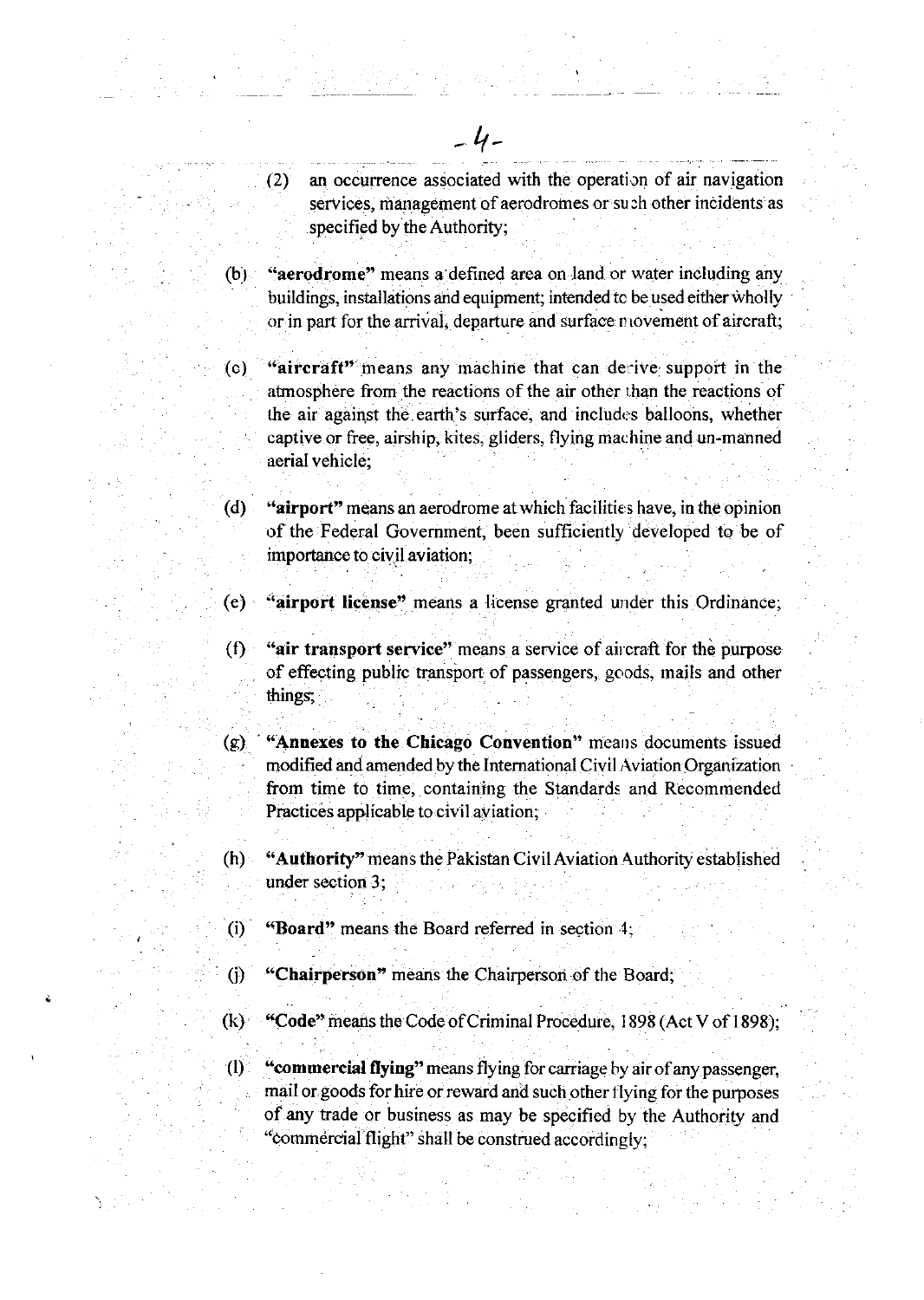(2) an occurrence associated with the operation of air navigation services, management of aerodromes or such other incidents as specified by the Authority;

(b) **"aerodrome"** means a defined area on land or water including any buildings, installations and equipment; intended to be used either wholly or in part for the arrival, departure and surface movement of aircraft;

(c) **"aircraft"** means any machine that can derive support in the atmosphere from the reactions of the air other than the reactions of the air against the earth's surface, and includes balloons, whether captive or free, airship, kites, gliders, flying machine and un-manned aerial vehicle;

(d) **"airport"** means an aerodrome at which facilities have, in the opinion of the Federal Government, been sufficiently developed to be of importance to civil aviation;

(e) **"airport license"** means a license granted under this Ordinance;

(f) **"air transport service"** means a service of aircraft for the purpose of effecting public transport of passengers, goods, mails and other things;

(g) **"Annexes to the Chicago Convention"** means documents issued modified and amended by the International Civil Aviation Organization from time to time, containing the Standards and Recommended Practices applicable to civil aviation;

(h) **"Authority"** means the Pakistan Civil Aviation Authority established under section 3;

(i) **"Board"** means the Board referred in section 4;

(j) **"Chairperson"** means the Chairperson of the Board;

(k) **"Code"** means the Code of Criminal Procedure, 1898 (Act V of 1898);

(l) **"commercial flying"** means flying for carriage by air of any passenger, mail or goods for hire or reward and such other flying for the purposes of any trade or business as may be specified by the Authority and "commercial flight" shall be construed accordingly;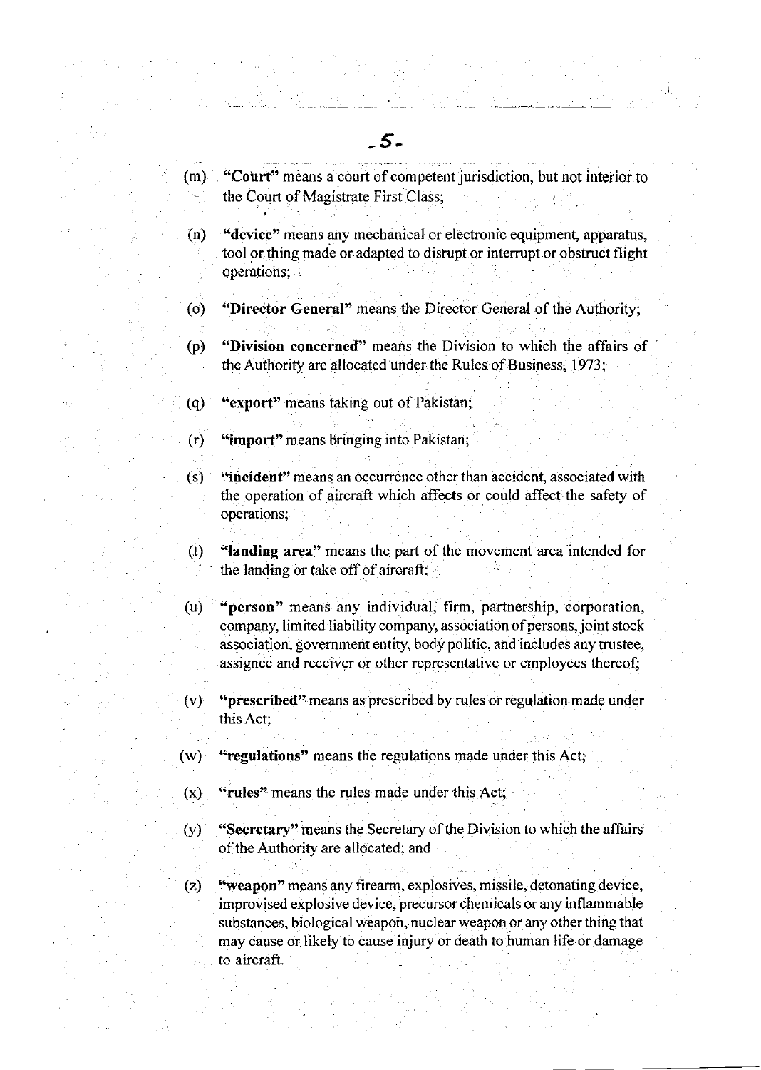(m) **"Court"** means a court of competent jurisdiction, but not interior to the Court of Magistrate First Class;

(n) **"device"** means any mechanical or electronic equipment, apparatus, tool or thing made or adapted to disrupt or interrupt or obstruct flight operations;

(o) **"Director General"** means the Director General of the Authority;

(p) **"Division concerned"** means the Division to which the affairs of the Authority are allocated under the Rules of Business, 1973;

(q) **"export"** means taking out of Pakistan;

(r) **"import"** means bringing into Pakistan;

(s) **"incident"** means an occurrence other than accident, associated with the operation of aircraft which affects or could affect the safety of operations;

(t) **"landing area"** means the part of the movement area intended for the landing or take off of aircraft;

(u) **"person"** means any individual, firm, partnership, corporation, company, limited liability company, association of persons, joint stock association, government entity, body politic, and includes any trustee, assignee and receiver or other representative or employees thereof;

(v) **"prescribed"** means as prescribed by rules or regulation made under this Act;

(w) **"regulations"** means the regulations made under this Act;

(x) **"rules"** means the rules made under this Act;

(y) **"Secretary"** means the Secretary of the Division to which the affairs of the Authority are allocated; and

(z) **"weapon"** means any firearm, explosives, missile, detonating device, improvised explosive device, precursor chemicals or any inflammable substances, biological weapon, nuclear weapon or any other thing that may cause or likely to cause injury or death to human life or damage to aircraft.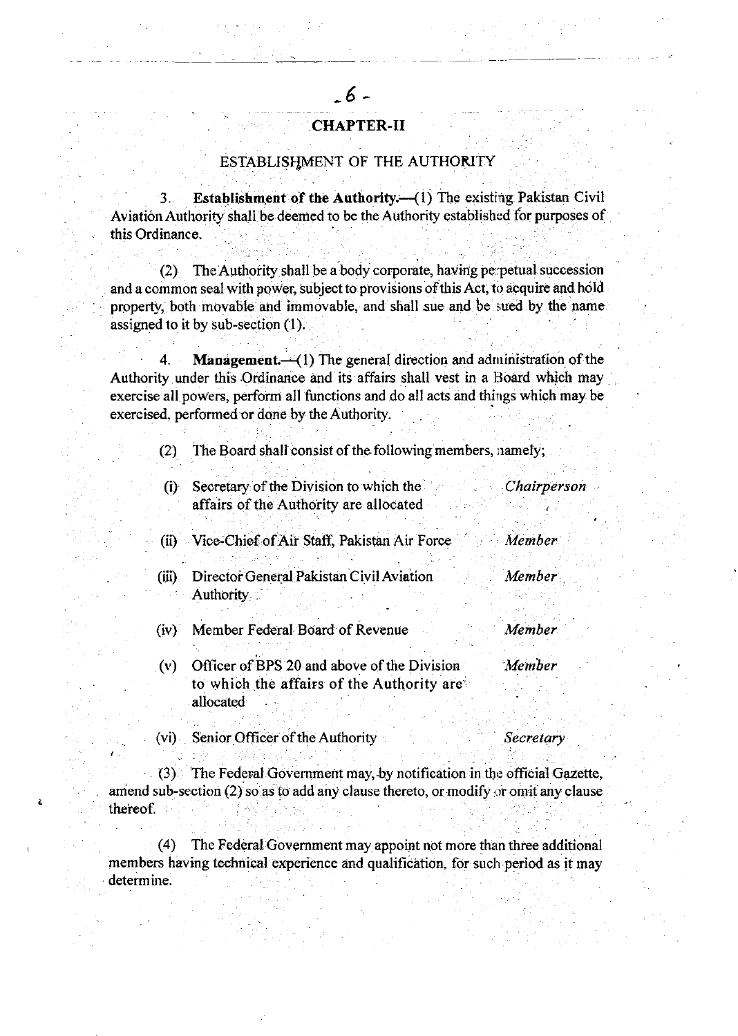## CHAPTER-II

### ESTABLISHMENT OF THE AUTHORITY

3. **Establishment of the Authority.**—(1) The existing Pakistan Civil Aviation Authority shall be deemed to be the Authority established for purposes of this Ordinance.

(2) The Authority shall be a body corporate, having perpetual succession and a common seal with power, subject to provisions of this Act, to acquire and hold property, both movable and immovable, and shall sue and be sued by the name assigned to it by sub-section (1).

4. **Management.**—(1) The general direction and administration of the Authority under this Ordinance and its affairs shall vest in a Board which may exercise all powers, perform all functions and do all acts and things which may be exercised, performed or done by the Authority.

(2) The Board shall consist of the following members, namely;

| | | |
|---|---|---|
| (i) | Secretary of the Division to which the affairs of the Authority are allocated | *Chairperson* |
| (ii) | Vice-Chief of Air Staff, Pakistan Air Force | *Member* |
| (iii) | Director General Pakistan Civil Aviation Authority | *Member* |
| (iv) | Member Federal Board of Revenue | *Member* |
| (v) | Officer of BPS 20 and above of the Division to which the affairs of the Authority are allocated | *Member* |
| (vi) | Senior Officer of the Authority | *Secretary* |

(3) The Federal Government may, by notification in the official Gazette, amend sub-section (2) so as to add any clause thereto, or modify or omit any clause thereof.

(4) The Federal Government may appoint not more than three additional members having technical experience and qualification, for such period as it may determine.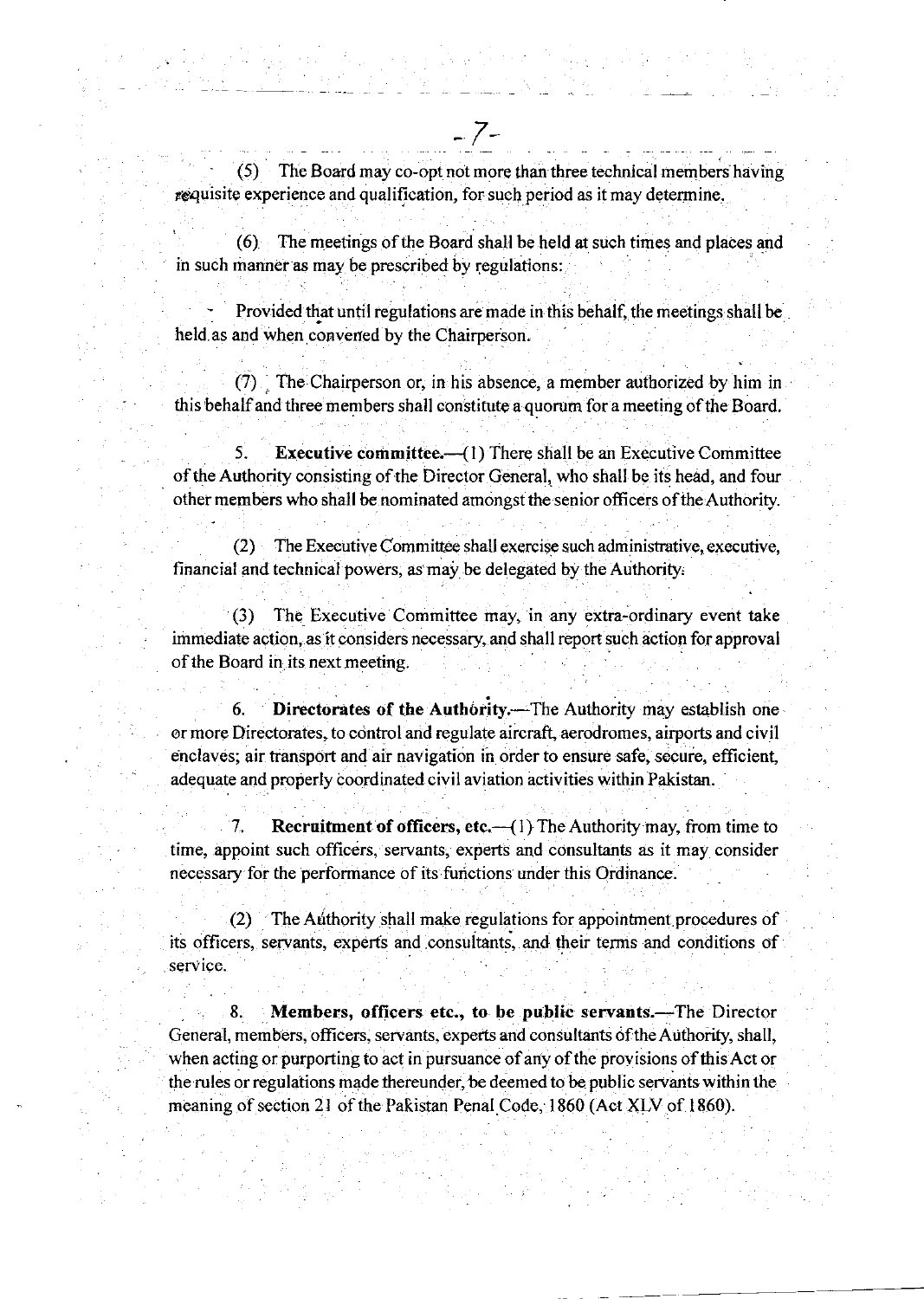(5) The Board may co-opt not more than three technical members having requisite experience and qualification, for such period as it may determine.

(6) The meetings of the Board shall be held at such times and places and in such manner as may be prescribed by regulations:

Provided that until regulations are made in this behalf, the meetings shall be held as and when convened by the Chairperson.

(7) The Chairperson or, in his absence, a member authorized by him in this behalf and three members shall constitute a quorum for a meeting of the Board.

5. **Executive committee.**—(1) There shall be an Executive Committee of the Authority consisting of the Director General, who shall be its head, and four other members who shall be nominated amongst the senior officers of the Authority.

(2) The Executive Committee shall exercise such administrative, executive, financial and technical powers, as may be delegated by the Authority.

(3) The Executive Committee may, in any extra-ordinary event take immediate action, as it considers necessary, and shall report such action for approval of the Board in its next meeting.

6. **Directorates of the Authority.**—The Authority may establish one or more Directorates, to control and regulate aircraft, aerodromes, airports and civil enclaves; air transport and air navigation in order to ensure safe, secure, efficient, adequate and properly coordinated civil aviation activities within Pakistan.

7. **Recruitment of officers, etc.**—(1) The Authority may, from time to time, appoint such officers, servants, experts and consultants as it may consider necessary for the performance of its functions under this Ordinance.

(2) The Authority shall make regulations for appointment procedures of its officers, servants, experts and consultants, and their terms and conditions of service.

8. **Members, officers etc., to be public servants.**—The Director General, members, officers, servants, experts and consultants of the Authority, shall, when acting or purporting to act in pursuance of any of the provisions of this Act or the rules or regulations made thereunder, be deemed to be public servants within the meaning of section 21 of the Pakistan Penal Code, 1860 (Act XLV of 1860).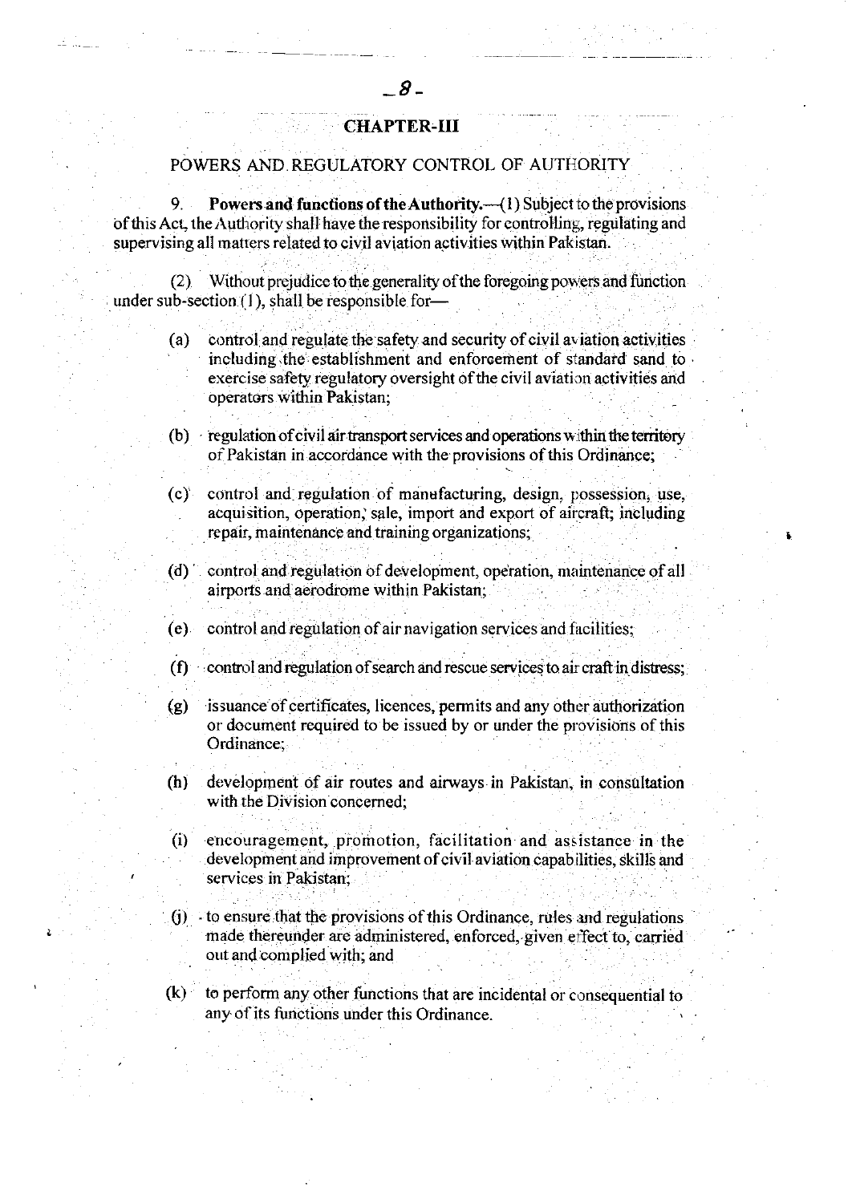## CHAPTER-III

### POWERS AND REGULATORY CONTROL OF AUTHORITY

9. **Powers and functions of the Authority.**—(1) Subject to the provisions of this Act, the Authority shall have the responsibility for controlling, regulating and supervising all matters related to civil aviation activities within Pakistan.

(2) Without prejudice to the generality of the foregoing powers and function under sub-section (1), shall be responsible for—

(a) control and regulate the safety and security of civil aviation activities including the establishment and enforcement of standard sand to exercise safety regulatory oversight of the civil aviation activities and operators within Pakistan;

(b) regulation of civil air transport services and operations within the territory of Pakistan in accordance with the provisions of this Ordinance;

(c) control and regulation of manufacturing, design, possession, use, acquisition, operation, sale, import and export of aircraft; including repair, maintenance and training organizations;

(d) control and regulation of development, operation, maintenance of all airports and aerodrome within Pakistan;

(e) control and regulation of air navigation services and facilities;

(f) control and regulation of search and rescue services to air craft in distress;

(g) issuance of certificates, licences, permits and any other authorization or document required to be issued by or under the provisions of this Ordinance;

(h) development of air routes and airways in Pakistan, in consultation with the Division concerned;

(i) encouragement, promotion, facilitation and assistance in the development and improvement of civil aviation capabilities, skills and services in Pakistan;

(j) to ensure that the provisions of this Ordinance, rules and regulations made thereunder are administered, enforced, given effect to, carried out and complied with; and

(k) to perform any other functions that are incidental or consequential to any of its functions under this Ordinance.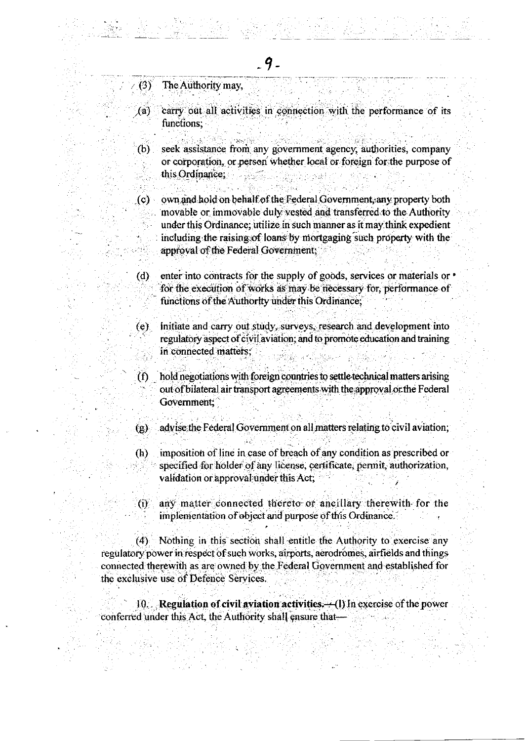(3) The Authority may,

(a) carry out all activities in connection with the performance of its functions;

(b) seek assistance from any government agency, authorities, company or corporation, or person whether local or foreign for the purpose of this Ordinance;

(c) own and hold on behalf of the Federal Government, any property both movable or immovable duly vested and transferred to the Authority under this Ordinance; utilize in such manner as it may think expedient including the raising of loans by mortgaging such property with the approval of the Federal Government;

(d) enter into contracts for the supply of goods, services or materials or for the execution of works as may be necessary for, performance of functions of the Authority under this Ordinance;

(e) Initiate and carry out study, surveys, research and development into regulatory aspect of civil aviation; and to promote education and training in connected matters;

(f) hold negotiations with foreign countries to settle technical matters arising out of bilateral air transport agreements with the approval or the Federal Government;

(g) advise the Federal Government on all matters relating to civil aviation;

(h) imposition of line in case of breach of any condition as prescribed or specified for holder of any license, certificate, permit, authorization, validation or approval under this Act;

(i) any matter connected thereto or ancillary therewith for the implementation of object and purpose of this Ordinance.

(4) Nothing in this section shall entitle the Authority to exercise any regulatory power in respect of such works, airports, aerodromes, airfields and things connected therewith as are owned by the Federal Government and established for the exclusive use of Defence Services.

10. **Regulation of civil aviation activities.**—(l) In exercise of the power conferred under this Act, the Authority shall ensure that—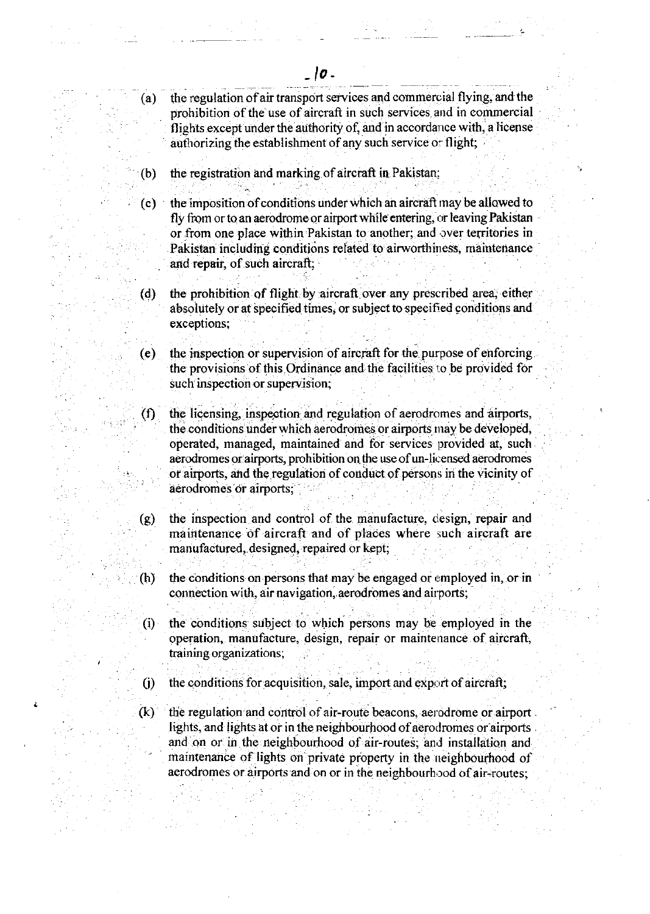(a) the regulation of air transport services and commercial flying, and the prohibition of the use of aircraft in such services and in commercial flights except under the authority of, and in accordance with, a license authorizing the establishment of any such service or flight;

(b) the registration and marking of aircraft in Pakistan;

(c) the imposition of conditions under which an aircraft may be allowed to fly from or to an aerodrome or airport while entering, or leaving Pakistan or from one place within Pakistan to another; and over territories in Pakistan including conditions related to airworthiness, maintenance and repair, of such aircraft;

(d) the prohibition of flight by aircraft over any prescribed area, either absolutely or at specified times, or subject to specified conditions and exceptions;

(e) the inspection or supervision of aircraft for the purpose of enforcing the provisions of this Ordinance and the facilities to be provided for such inspection or supervision;

(f) the licensing, inspection and regulation of aerodromes and airports, the conditions under which aerodromes or airports may be developed, operated, managed, maintained and for services provided at, such aerodromes or airports, prohibition on the use of un-licensed aerodromes or airports, and the regulation of conduct of persons in the vicinity of aerodromes or airports;

(g) the inspection and control of the manufacture, design, repair and maintenance of aircraft and of places where such aircraft are manufactured, designed, repaired or kept;

(h) the conditions on persons that may be engaged or employed in, or in connection with, air navigation, aerodromes and airports;

(i) the conditions subject to which persons may be employed in the operation, manufacture, design, repair or maintenance of aircraft, training organizations;

(j) the conditions for acquisition, sale, import and export of aircraft;

(k) the regulation and control of air-route beacons, aerodrome or airport lights, and lights at or in the neighbourhood of aerodromes or airports and on or in the neighbourhood of air-routes; and installation and maintenance of lights on private property in the neighbourhood of aerodromes or airports and on or in the neighbourhood of air-routes;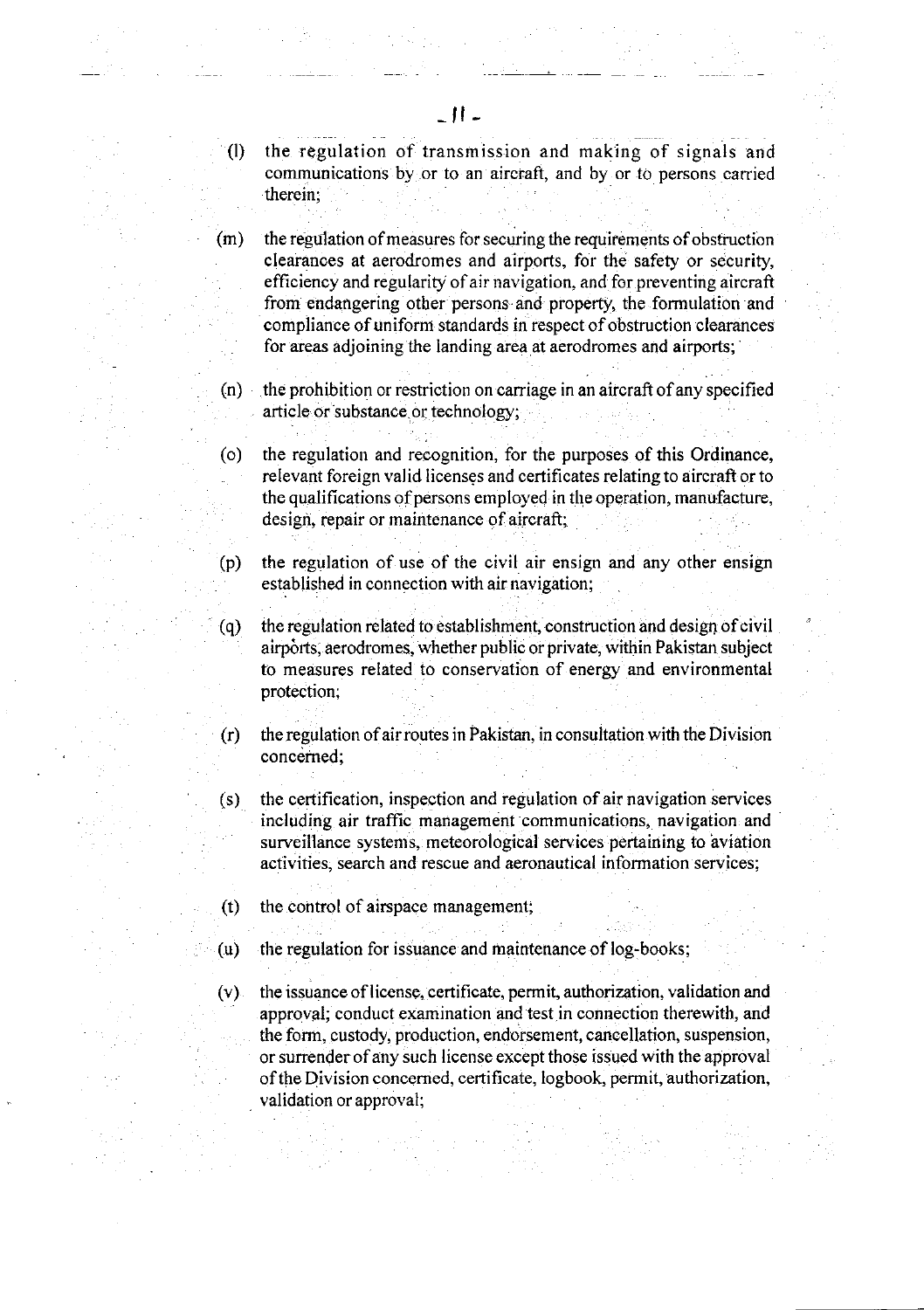(l) the regulation of transmission and making of signals and communications by or to an aircraft, and by or to persons carried therein;

(m) the regulation of measures for securing the requirements of obstruction clearances at aerodromes and airports, for the safety or security, efficiency and regularity of air navigation, and for preventing aircraft from endangering other persons and property, the formulation and compliance of uniform standards in respect of obstruction clearances for areas adjoining the landing area at aerodromes and airports;

(n) the prohibition or restriction on carriage in an aircraft of any specified article or substance or technology;

(o) the regulation and recognition, for the purposes of this Ordinance, relevant foreign valid licenses and certificates relating to aircraft or to the qualifications of persons employed in the operation, manufacture, design, repair or maintenance of aircraft;

(p) the regulation of use of the civil air ensign and any other ensign established in connection with air navigation;

(q) the regulation related to establishment, construction and design of civil airports, aerodromes, whether public or private, within Pakistan subject to measures related to conservation of energy and environmental protection;

(r) the regulation of air routes in Pakistan, in consultation with the Division concerned;

(s) the certification, inspection and regulation of air navigation services including air traffic management communications, navigation and surveillance systems, meteorological services pertaining to aviation activities, search and rescue and aeronautical information services;

(t) the control of airspace management;

(u) the regulation for issuance and maintenance of log-books;

(v) the issuance of license, certificate, permit, authorization, validation and approval; conduct examination and test in connection therewith, and the form, custody, production, endorsement, cancellation, suspension, or surrender of any such license except those issued with the approval of the Division concerned, certificate, logbook, permit, authorization, validation or approval;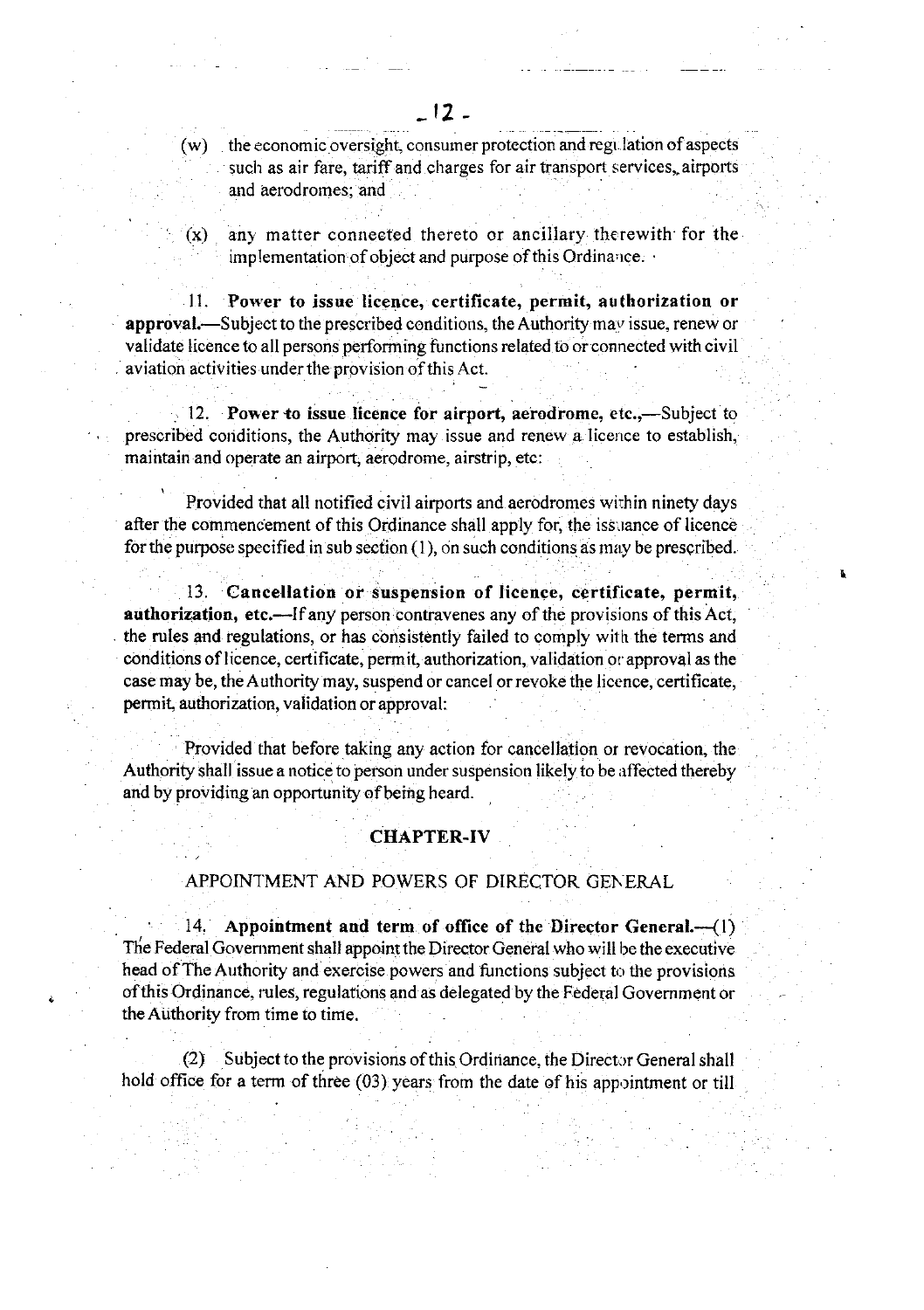(w) the economic oversight, consumer protection and regulation of aspects such as air fare, tariff and charges for air transport services, airports and aerodromes; and

(x) any matter connected thereto or ancillary therewith for the implementation of object and purpose of this Ordinance.

11. **Power to issue licence, certificate, permit, authorization or approval.**—Subject to the prescribed conditions, the Authority may issue, renew or validate licence to all persons performing functions related to or connected with civil aviation activities under the provision of this Act.

12. **Power to issue licence for airport, aerodrome, etc.,**—Subject to prescribed conditions, the Authority may issue and renew a licence to establish, maintain and operate an airport, aerodrome, airstrip, etc:

Provided that all notified civil airports and aerodromes within ninety days after the commencement of this Ordinance shall apply for, the issuance of licence for the purpose specified in sub section (1), on such conditions as may be prescribed.

13. **Cancellation or suspension of licence, certificate, permit, authorization, etc.**—If any person contravenes any of the provisions of this Act, the rules and regulations, or has consistently failed to comply with the terms and conditions of licence, certificate, permit, authorization, validation or approval as the case may be, the Authority may, suspend or cancel or revoke the licence, certificate, permit, authorization, validation or approval:

Provided that before taking any action for cancellation or revocation, the Authority shall issue a notice to person under suspension likely to be affected thereby and by providing an opportunity of being heard.

## CHAPTER-IV

### APPOINTMENT AND POWERS OF DIRECTOR GENERAL

14. **Appointment and term of office of the Director General.**—(1) The Federal Government shall appoint the Director General who will be the executive head of The Authority and exercise powers and functions subject to the provisions of this Ordinance, rules, regulations and as delegated by the Federal Government or the Authority from time to time.

(2) Subject to the provisions of this Ordinance, the Director General shall hold office for a term of three (03) years from the date of his appointment or till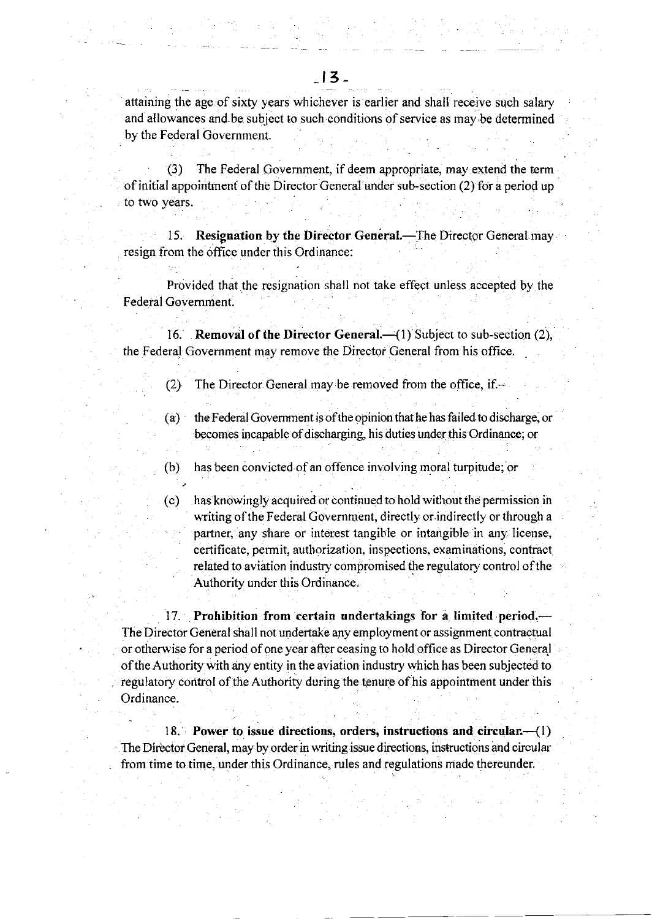attaining the age of sixty years whichever is earlier and shall receive such salary and allowances and be subject to such conditions of service as may be determined by the Federal Government.

(3) The Federal Government, if deem appropriate, may extend the term of initial appointment of the Director General under sub-section (2) for a period up to two years.

15. **Resignation by the Director General.**—The Director General may resign from the office under this Ordinance:

Provided that the resignation shall not take effect unless accepted by the Federal Government.

16. **Removal of the Director General.**—(1) Subject to sub-section (2), the Federal Government may remove the Director General from his office.

(2) The Director General may be removed from the office, if.—

(a) the Federal Government is of the opinion that he has failed to discharge, or becomes incapable of discharging, his duties under this Ordinance; or

(b) has been convicted of an offence involving moral turpitude; or

(c) has knowingly acquired or continued to hold without the permission in writing of the Federal Government, directly or indirectly or through a partner, any share or interest tangible or intangible in any license, certificate, permit, authorization, inspections, examinations, contract related to aviation industry compromised the regulatory control of the Authority under this Ordinance.

17. **Prohibition from certain undertakings for a limited period.**— The Director General shall not undertake any employment or assignment contractual or otherwise for a period of one year after ceasing to hold office as Director General of the Authority with any entity in the aviation industry which has been subjected to regulatory control of the Authority during the tenure of his appointment under this Ordinance.

18. **Power to issue directions, orders, instructions and circular.**—(1) The Director General, may by order in writing issue directions, instructions and circular from time to time, under this Ordinance, rules and regulations made thereunder.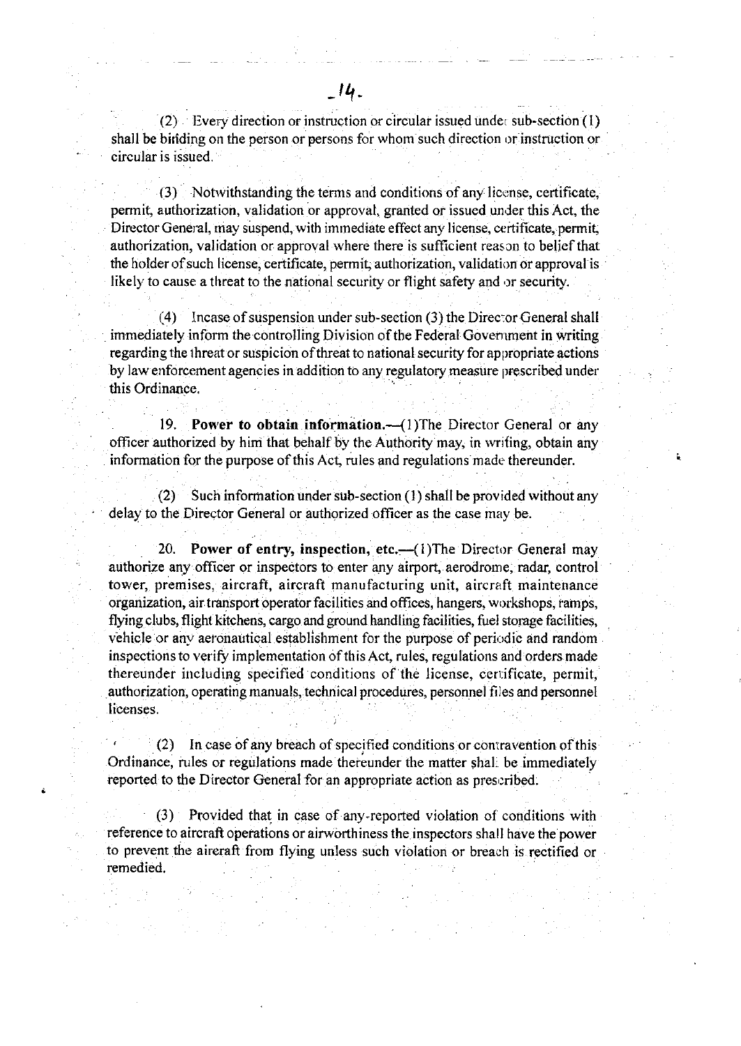(2) Every direction or instruction or circular issued under sub-section (1) shall be binding on the person or persons for whom such direction or instruction or circular is issued.

(3) Notwithstanding the terms and conditions of any license, certificate, permit, authorization, validation or approval, granted or issued under this Act, the Director General, may suspend, with immediate effect any license, certificate, permit, authorization, validation or approval where there is sufficient reason to belief that the holder of such license, certificate, permit, authorization, validation or approval is likely to cause a threat to the national security or flight safety and or security.

(4) Incase of suspension under sub-section (3) the Director General shall immediately inform the controlling Division of the Federal Government in writing regarding the threat or suspicion of threat to national security for appropriate actions by law enforcement agencies in addition to any regulatory measure prescribed under this Ordinance.

19. **Power to obtain information.**—(1)The Director General or any officer authorized by him that behalf by the Authority may, in writing, obtain any information for the purpose of this Act, rules and regulations made thereunder.

(2) Such information under sub-section (1) shall be provided without any delay to the Director General or authorized officer as the case may be.

20. **Power of entry, inspection, etc.**—(1)The Director General may authorize any officer or inspectors to enter any airport, aerodrome, radar, control tower, premises, aircraft, aircraft manufacturing unit, aircraft maintenance organization, air transport operator facilities and offices, hangers, workshops, ramps, flying clubs, flight kitchens, cargo and ground handling facilities, fuel storage facilities, vehicle or any aeronautical establishment for the purpose of periodic and random inspections to verify implementation of this Act, rules, regulations and orders made thereunder including specified conditions of the license, certificate, permit, authorization, operating manuals, technical procedures, personnel files and personnel licenses.

(2) In case of any breach of specified conditions or contravention of this Ordinance, rules or regulations made thereunder the matter shall be immediately reported to the Director General for an appropriate action as prescribed.

(3) Provided that in case of any-reported violation of conditions with reference to aircraft operations or airworthiness the inspectors shall have the power to prevent the aircraft from flying unless such violation or breach is rectified or remedied.